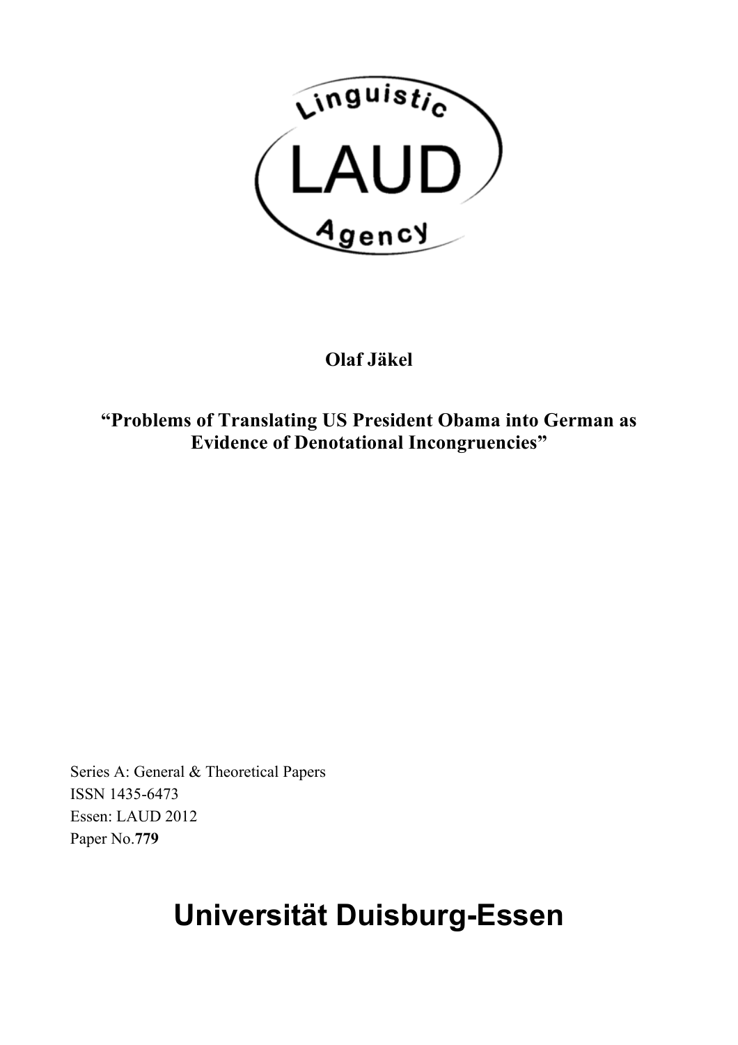Linguistic

LAUD

Agency

**Olaf Jäkel**

**“Problems of Translating US President Obama into German as Evidence of Denotational Incongruencies”**

Series A: General & Theoretical Papers
ISSN 1435-6473
Essen: LAUD 2012
Paper No.**779**

# Universität Duisburg-Essen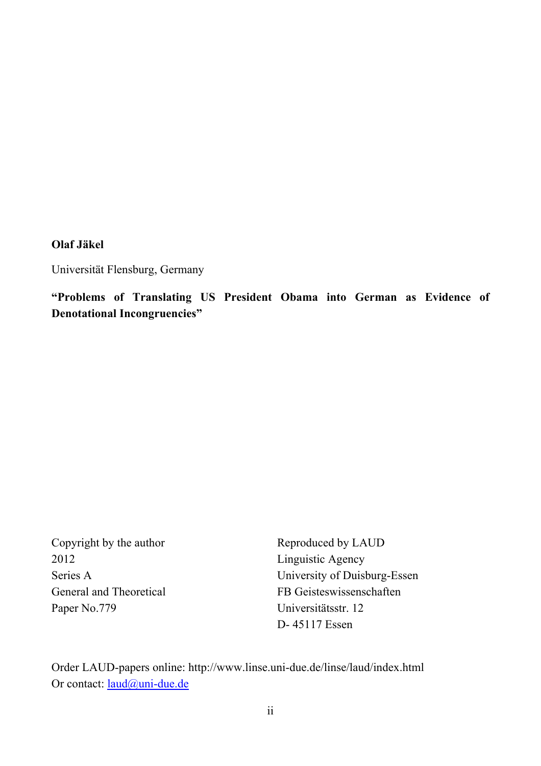**Olaf Jäkel**

Universität Flensburg, Germany

**“Problems of Translating US President Obama into German as Evidence of Denotational Incongruencies”**

Copyright by the author
2012
Series A
General and Theoretical
Paper No.779

Reproduced by LAUD
Linguistic Agency
University of Duisburg-Essen
FB Geisteswissenschaften
Universitätsstr. 12
D- 45117 Essen

Order LAUD-papers online: http://www.linse.uni-due.de/linse/laud/index.html
Or contact: laud@uni-due.de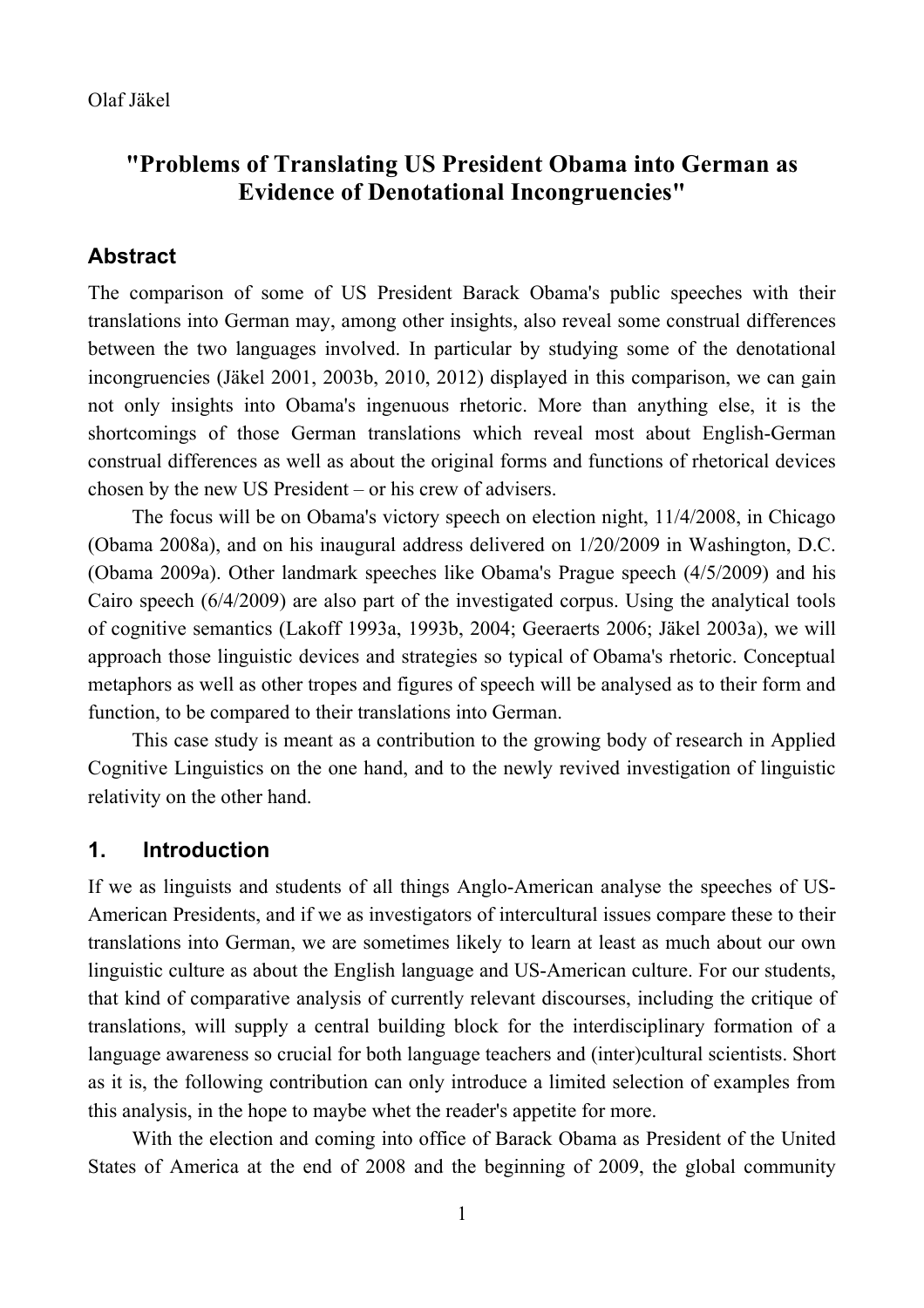Olaf Jäkel

# "Problems of Translating US President Obama into German as Evidence of Denotational Incongruencies"

## Abstract

The comparison of some of US President Barack Obama's public speeches with their translations into German may, among other insights, also reveal some construal differences between the two languages involved. In particular by studying some of the denotational incongruencies (Jäkel 2001, 2003b, 2010, 2012) displayed in this comparison, we can gain not only insights into Obama's ingenuous rhetoric. More than anything else, it is the shortcomings of those German translations which reveal most about English-German construal differences as well as about the original forms and functions of rhetorical devices chosen by the new US President – or his crew of advisers.

The focus will be on Obama's victory speech on election night, 11/4/2008, in Chicago (Obama 2008a), and on his inaugural address delivered on 1/20/2009 in Washington, D.C. (Obama 2009a). Other landmark speeches like Obama's Prague speech (4/5/2009) and his Cairo speech (6/4/2009) are also part of the investigated corpus. Using the analytical tools of cognitive semantics (Lakoff 1993a, 1993b, 2004; Geeraerts 2006; Jäkel 2003a), we will approach those linguistic devices and strategies so typical of Obama's rhetoric. Conceptual metaphors as well as other tropes and figures of speech will be analysed as to their form and function, to be compared to their translations into German.

This case study is meant as a contribution to the growing body of research in Applied Cognitive Linguistics on the one hand, and to the newly revived investigation of linguistic relativity on the other hand.

## 1. Introduction

If we as linguists and students of all things Anglo-American analyse the speeches of US-American Presidents, and if we as investigators of intercultural issues compare these to their translations into German, we are sometimes likely to learn at least as much about our own linguistic culture as about the English language and US-American culture. For our students, that kind of comparative analysis of currently relevant discourses, including the critique of translations, will supply a central building block for the interdisciplinary formation of a language awareness so crucial for both language teachers and (inter)cultural scientists. Short as it is, the following contribution can only introduce a limited selection of examples from this analysis, in the hope to maybe whet the reader's appetite for more.

With the election and coming into office of Barack Obama as President of the United States of America at the end of 2008 and the beginning of 2009, the global community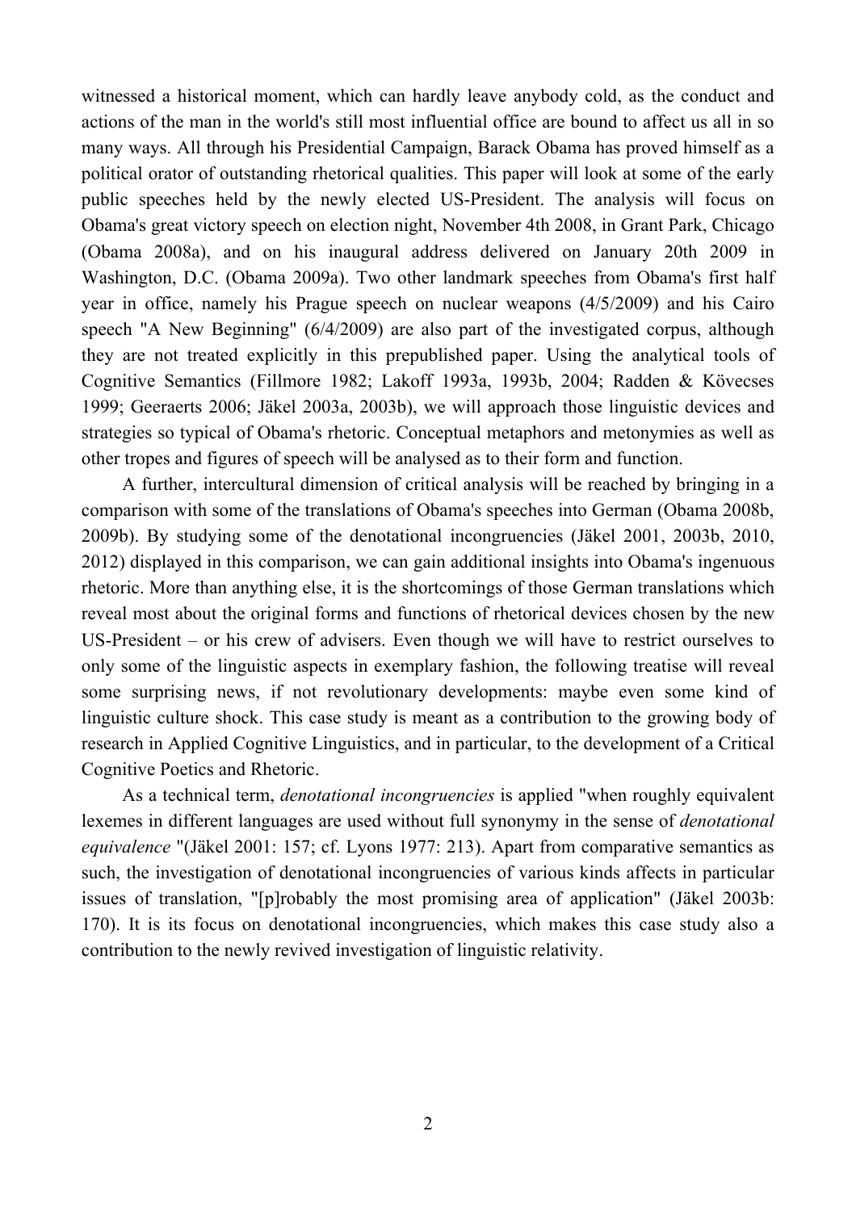witnessed a historical moment, which can hardly leave anybody cold, as the conduct and actions of the man in the world's still most influential office are bound to affect us all in so many ways. All through his Presidential Campaign, Barack Obama has proved himself as a political orator of outstanding rhetorical qualities. This paper will look at some of the early public speeches held by the newly elected US-President. The analysis will focus on Obama's great victory speech on election night, November 4th 2008, in Grant Park, Chicago (Obama 2008a), and on his inaugural address delivered on January 20th 2009 in Washington, D.C. (Obama 2009a). Two other landmark speeches from Obama's first half year in office, namely his Prague speech on nuclear weapons (4/5/2009) and his Cairo speech "A New Beginning" (6/4/2009) are also part of the investigated corpus, although they are not treated explicitly in this prepublished paper. Using the analytical tools of Cognitive Semantics (Fillmore 1982; Lakoff 1993a, 1993b, 2004; Radden & Kövecses 1999; Geeraerts 2006; Jäkel 2003a, 2003b), we will approach those linguistic devices and strategies so typical of Obama's rhetoric. Conceptual metaphors and metonymies as well as other tropes and figures of speech will be analysed as to their form and function.

A further, intercultural dimension of critical analysis will be reached by bringing in a comparison with some of the translations of Obama's speeches into German (Obama 2008b, 2009b). By studying some of the denotational incongruencies (Jäkel 2001, 2003b, 2010, 2012) displayed in this comparison, we can gain additional insights into Obama's ingenuous rhetoric. More than anything else, it is the shortcomings of those German translations which reveal most about the original forms and functions of rhetorical devices chosen by the new US-President – or his crew of advisers. Even though we will have to restrict ourselves to only some of the linguistic aspects in exemplary fashion, the following treatise will reveal some surprising news, if not revolutionary developments: maybe even some kind of linguistic culture shock. This case study is meant as a contribution to the growing body of research in Applied Cognitive Linguistics, and in particular, to the development of a Critical Cognitive Poetics and Rhetoric.

As a technical term, *denotational incongruencies* is applied "when roughly equivalent lexemes in different languages are used without full synonymy in the sense of *denotational equivalence* "(Jäkel 2001: 157; cf. Lyons 1977: 213). Apart from comparative semantics as such, the investigation of denotational incongruencies of various kinds affects in particular issues of translation, "[p]robably the most promising area of application" (Jäkel 2003b: 170). It is its focus on denotational incongruencies, which makes this case study also a contribution to the newly revived investigation of linguistic relativity.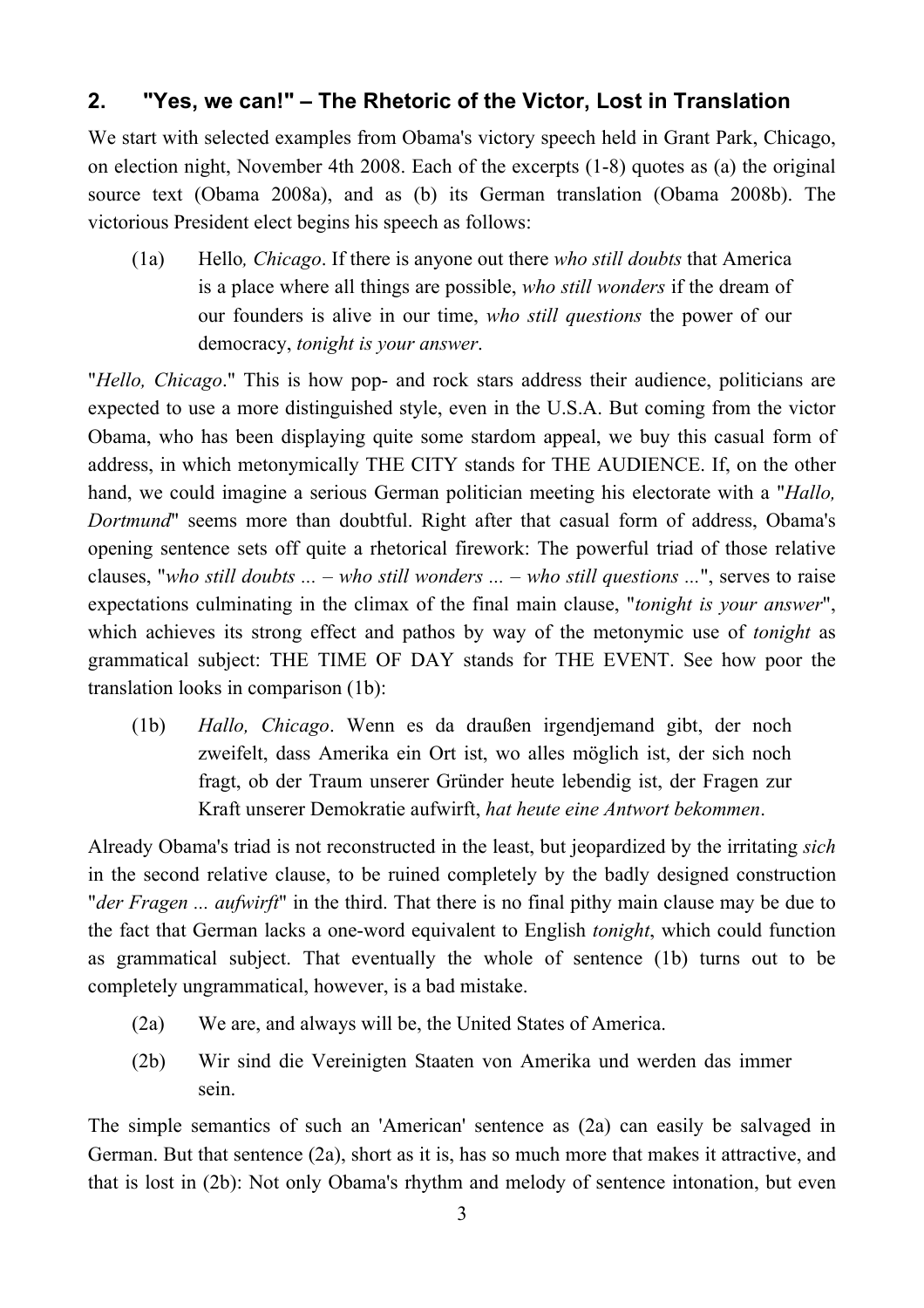## 2. "Yes, we can!" – The Rhetoric of the Victor, Lost in Translation

We start with selected examples from Obama's victory speech held in Grant Park, Chicago, on election night, November 4th 2008. Each of the excerpts (1-8) quotes as (a) the original source text (Obama 2008a), and as (b) its German translation (Obama 2008b). The victorious President elect begins his speech as follows:

(1a) Hello*, Chicago*. If there is anyone out there *who still doubts* that America is a place where all things are possible, *who still wonders* if the dream of our founders is alive in our time, *who still questions* the power of our democracy, *tonight is your answer*.

"*Hello, Chicago*." This is how pop- and rock stars address their audience, politicians are expected to use a more distinguished style, even in the U.S.A. But coming from the victor Obama, who has been displaying quite some stardom appeal, we buy this casual form of address, in which metonymically THE CITY stands for THE AUDIENCE. If, on the other hand, we could imagine a serious German politician meeting his electorate with a "*Hallo, Dortmund*" seems more than doubtful. Right after that casual form of address, Obama's opening sentence sets off quite a rhetorical firework: The powerful triad of those relative clauses, "*who still doubts ... – who still wonders ... – who still questions ...*", serves to raise expectations culminating in the climax of the final main clause, "*tonight is your answer*", which achieves its strong effect and pathos by way of the metonymic use of *tonight* as grammatical subject: THE TIME OF DAY stands for THE EVENT. See how poor the translation looks in comparison (1b):

(1b) *Hallo, Chicago*. Wenn es da draußen irgendjemand gibt, der noch zweifelt, dass Amerika ein Ort ist, wo alles möglich ist, der sich noch fragt, ob der Traum unserer Gründer heute lebendig ist, der Fragen zur Kraft unserer Demokratie aufwirft, *hat heute eine Antwort bekommen*.

Already Obama's triad is not reconstructed in the least, but jeopardized by the irritating *sich* in the second relative clause, to be ruined completely by the badly designed construction "*der Fragen ... aufwirft*" in the third. That there is no final pithy main clause may be due to the fact that German lacks a one-word equivalent to English *tonight*, which could function as grammatical subject. That eventually the whole of sentence (1b) turns out to be completely ungrammatical, however, is a bad mistake.

(2a) We are, and always will be, the United States of America.

(2b) Wir sind die Vereinigten Staaten von Amerika und werden das immer sein.

The simple semantics of such an 'American' sentence as (2a) can easily be salvaged in German. But that sentence (2a), short as it is, has so much more that makes it attractive, and that is lost in (2b): Not only Obama's rhythm and melody of sentence intonation, but even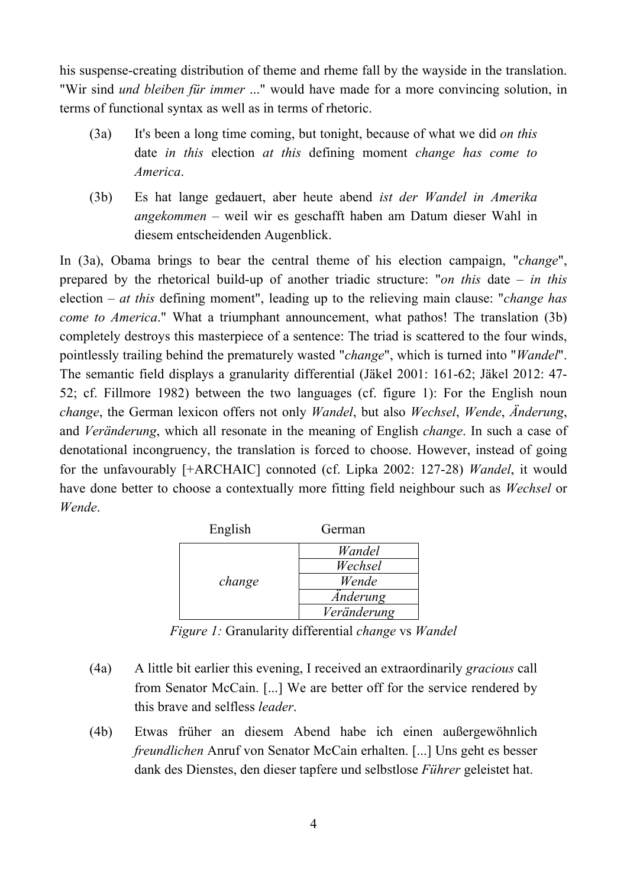his suspense-creating distribution of theme and rheme fall by the wayside in the translation. "Wir sind *und bleiben für immer* ..." would have made for a more convincing solution, in terms of functional syntax as well as in terms of rhetoric.

(3a) It's been a long time coming, but tonight, because of what we did *on this* date *in this* election *at this* defining moment *change has come to America*.

(3b) Es hat lange gedauert, aber heute abend *ist der Wandel in Amerika angekommen* – weil wir es geschafft haben am Datum dieser Wahl in diesem entscheidenden Augenblick.

In (3a), Obama brings to bear the central theme of his election campaign, "*change*", prepared by the rhetorical build-up of another triadic structure: "*on this* date – *in this* election – *at this* defining moment", leading up to the relieving main clause: "*change has come to America*." What a triumphant announcement, what pathos! The translation (3b) completely destroys this masterpiece of a sentence: The triad is scattered to the four winds, pointlessly trailing behind the prematurely wasted "*change*", which is turned into "*Wandel*". The semantic field displays a granularity differential (Jäkel 2001: 161-62; Jäkel 2012: 47-52; cf. Fillmore 1982) between the two languages (cf. figure 1): For the English noun *change*, the German lexicon offers not only *Wandel*, but also *Wechsel*, *Wende*, *Änderung*, and *Veränderung*, which all resonate in the meaning of English *change*. In such a case of denotational incongruency, the translation is forced to choose. However, instead of going for the unfavourably [+ARCHAIC] connoted (cf. Lipka 2002: 127-28) *Wandel*, it would have done better to choose a contextually more fitting field neighbour such as *Wechsel* or *Wende*.

| English | German |
|---|---|
| *change* | *Wandel* |
| | *Wechsel* |
| | *Wende* |
| | *Änderung* |
| | *Veränderung* |

*Figure 1:* Granularity differential *change* vs *Wandel*

(4a) A little bit earlier this evening, I received an extraordinarily *gracious* call from Senator McCain. [...] We are better off for the service rendered by this brave and selfless *leader*.

(4b) Etwas früher an diesem Abend habe ich einen außergewöhnlich *freundlichen* Anruf von Senator McCain erhalten. [...] Uns geht es besser dank des Dienstes, den dieser tapfere und selbstlose *Führer* geleistet hat.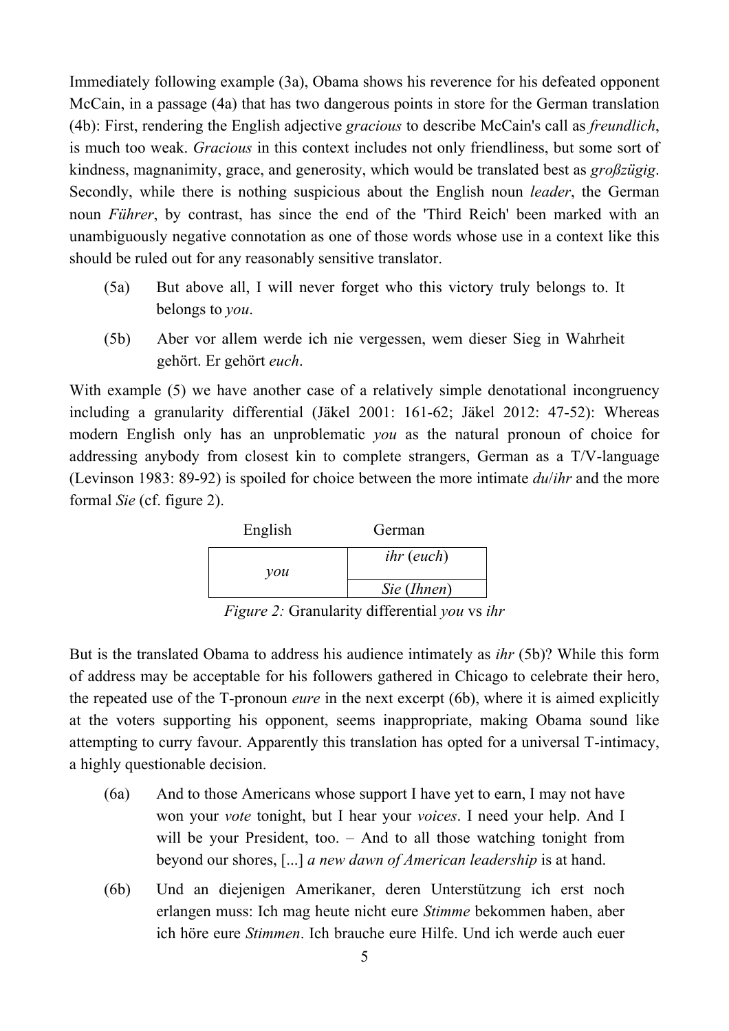Immediately following example (3a), Obama shows his reverence for his defeated opponent McCain, in a passage (4a) that has two dangerous points in store for the German translation (4b): First, rendering the English adjective *gracious* to describe McCain's call as *freundlich*, is much too weak. *Gracious* in this context includes not only friendliness, but some sort of kindness, magnanimity, grace, and generosity, which would be translated best as *großzügig*. Secondly, while there is nothing suspicious about the English noun *leader*, the German noun *Führer*, by contrast, has since the end of the 'Third Reich' been marked with an unambiguously negative connotation as one of those words whose use in a context like this should be ruled out for any reasonably sensitive translator.

(5a) But above all, I will never forget who this victory truly belongs to. It belongs to *you*.

(5b) Aber vor allem werde ich nie vergessen, wem dieser Sieg in Wahrheit gehört. Er gehört *euch*.

With example (5) we have another case of a relatively simple denotational incongruency including a granularity differential (Jäkel 2001: 161-62; Jäkel 2012: 47-52): Whereas modern English only has an unproblematic *you* as the natural pronoun of choice for addressing anybody from closest kin to complete strangers, German as a T/V-language (Levinson 1983: 89-92) is spoiled for choice between the more intimate *du*/*ihr* and the more formal *Sie* (cf. figure 2).

| English | German |
|---|---|
| *you* | *ihr* (*euch*) |
| | *Sie* (*Ihnen*) |

*Figure 2:* Granularity differential *you* vs *ihr*

But is the translated Obama to address his audience intimately as *ihr* (5b)? While this form of address may be acceptable for his followers gathered in Chicago to celebrate their hero, the repeated use of the T-pronoun *eure* in the next excerpt (6b), where it is aimed explicitly at the voters supporting his opponent, seems inappropriate, making Obama sound like attempting to curry favour. Apparently this translation has opted for a universal T-intimacy, a highly questionable decision.

(6a) And to those Americans whose support I have yet to earn, I may not have won your *vote* tonight, but I hear your *voices*. I need your help. And I will be your President, too. – And to all those watching tonight from beyond our shores, [...] *a new dawn of American leadership* is at hand.

(6b) Und an diejenigen Amerikaner, deren Unterstützung ich erst noch erlangen muss: Ich mag heute nicht eure *Stimme* bekommen haben, aber ich höre eure *Stimmen*. Ich brauche eure Hilfe. Und ich werde auch euer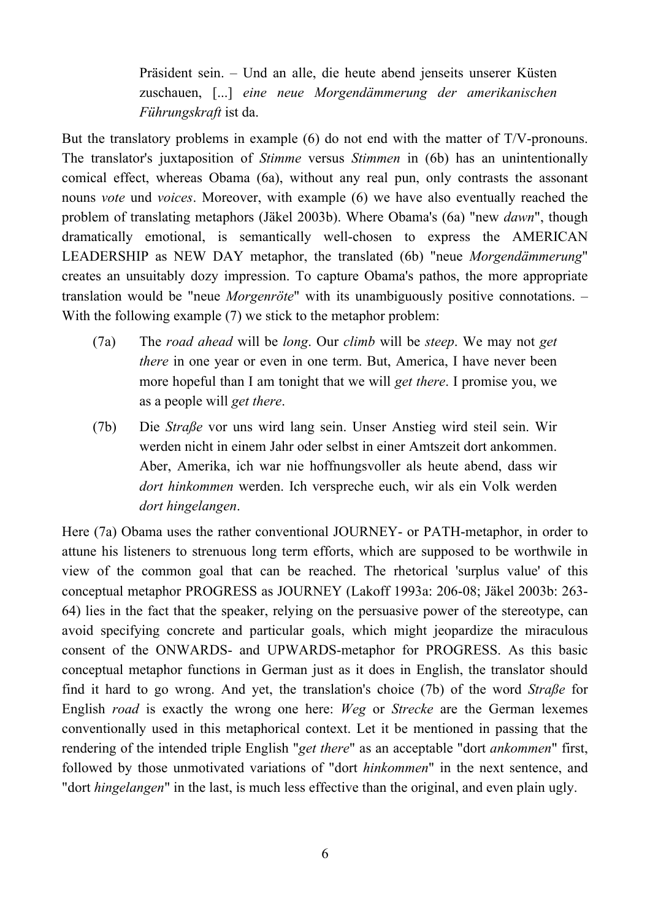Präsident sein. – Und an alle, die heute abend jenseits unserer Küsten zuschauen, [...] *eine neue Morgendämmerung der amerikanischen Führungskraft* ist da.

But the translatory problems in example (6) do not end with the matter of T/V-pronouns. The translator's juxtaposition of *Stimme* versus *Stimmen* in (6b) has an unintentionally comical effect, whereas Obama (6a), without any real pun, only contrasts the assonant nouns *vote* und *voices*. Moreover, with example (6) we have also eventually reached the problem of translating metaphors (Jäkel 2003b). Where Obama's (6a) "new *dawn*", though dramatically emotional, is semantically well-chosen to express the AMERICAN LEADERSHIP as NEW DAY metaphor, the translated (6b) "neue *Morgendämmerung*" creates an unsuitably dozy impression. To capture Obama's pathos, the more appropriate translation would be "neue *Morgenröte*" with its unambiguously positive connotations. – With the following example (7) we stick to the metaphor problem:

(7a) The *road ahead* will be *long*. Our *climb* will be *steep*. We may not *get there* in one year or even in one term. But, America, I have never been more hopeful than I am tonight that we will *get there*. I promise you, we as a people will *get there*.

(7b) Die *Straße* vor uns wird lang sein. Unser Anstieg wird steil sein. Wir werden nicht in einem Jahr oder selbst in einer Amtszeit dort ankommen. Aber, Amerika, ich war nie hoffnungsvoller als heute abend, dass wir *dort hinkommen* werden. Ich verspreche euch, wir als ein Volk werden *dort hingelangen*.

Here (7a) Obama uses the rather conventional JOURNEY- or PATH-metaphor, in order to attune his listeners to strenuous long term efforts, which are supposed to be worthwile in view of the common goal that can be reached. The rhetorical 'surplus value' of this conceptual metaphor PROGRESS as JOURNEY (Lakoff 1993a: 206-08; Jäkel 2003b: 263-64) lies in the fact that the speaker, relying on the persuasive power of the stereotype, can avoid specifying concrete and particular goals, which might jeopardize the miraculous consent of the ONWARDS- and UPWARDS-metaphor for PROGRESS. As this basic conceptual metaphor functions in German just as it does in English, the translator should find it hard to go wrong. And yet, the translation's choice (7b) of the word *Straße* for English *road* is exactly the wrong one here: *Weg* or *Strecke* are the German lexemes conventionally used in this metaphorical context. Let it be mentioned in passing that the rendering of the intended triple English "*get there*" as an acceptable "dort *ankommen*" first, followed by those unmotivated variations of "dort *hinkommen*" in the next sentence, and "dort *hingelangen*" in the last, is much less effective than the original, and even plain ugly.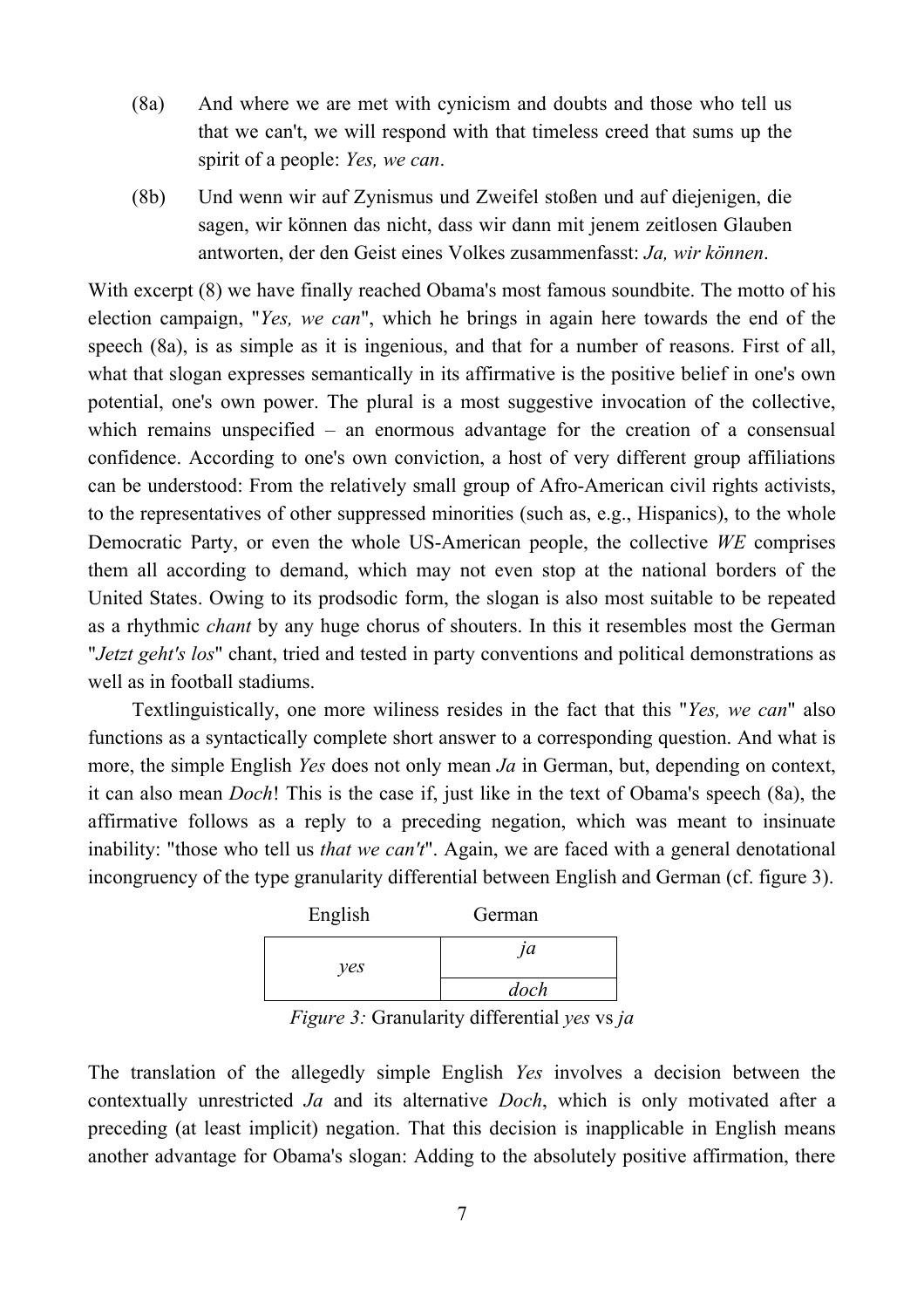(8a) And where we are met with cynicism and doubts and those who tell us that we can't, we will respond with that timeless creed that sums up the spirit of a people: *Yes, we can*.

(8b) Und wenn wir auf Zynismus und Zweifel stoßen und auf diejenigen, die sagen, wir können das nicht, dass wir dann mit jenem zeitlosen Glauben antworten, der den Geist eines Volkes zusammenfasst: *Ja, wir können*.

With excerpt (8) we have finally reached Obama's most famous soundbite. The motto of his election campaign, "*Yes, we can*", which he brings in again here towards the end of the speech (8a), is as simple as it is ingenious, and that for a number of reasons. First of all, what that slogan expresses semantically in its affirmative is the positive belief in one's own potential, one's own power. The plural is a most suggestive invocation of the collective, which remains unspecified – an enormous advantage for the creation of a consensual confidence. According to one's own conviction, a host of very different group affiliations can be understood: From the relatively small group of Afro-American civil rights activists, to the representatives of other suppressed minorities (such as, e.g., Hispanics), to the whole Democratic Party, or even the whole US-American people, the collective *WE* comprises them all according to demand, which may not even stop at the national borders of the United States. Owing to its prodsodic form, the slogan is also most suitable to be repeated as a rhythmic *chant* by any huge chorus of shouters. In this it resembles most the German "*Jetzt geht's los*" chant, tried and tested in party conventions and political demonstrations as well as in football stadiums.

Textlinguistically, one more wiliness resides in the fact that this "*Yes, we can*" also functions as a syntactically complete short answer to a corresponding question. And what is more, the simple English *Yes* does not only mean *Ja* in German, but, depending on context, it can also mean *Doch*! This is the case if, just like in the text of Obama's speech (8a), the affirmative follows as a reply to a preceding negation, which was meant to insinuate inability: "those who tell us *that we can't*". Again, we are faced with a general denotational incongruency of the type granularity differential between English and German (cf. figure 3).

| English | German |
| --- | --- |
| *yes* | *ja* |
| | *doch* |

*Figure 3:* Granularity differential *yes* vs *ja*

The translation of the allegedly simple English *Yes* involves a decision between the contextually unrestricted *Ja* and its alternative *Doch*, which is only motivated after a preceding (at least implicit) negation. That this decision is inapplicable in English means another advantage for Obama's slogan: Adding to the absolutely positive affirmation, there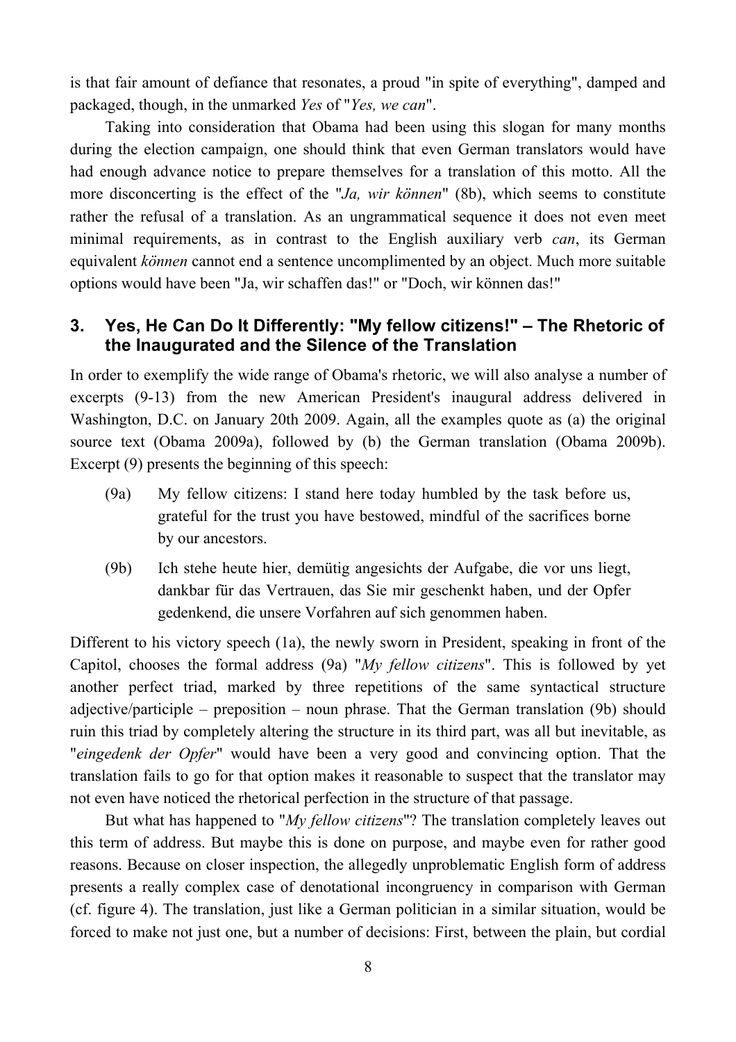is that fair amount of defiance that resonates, a proud "in spite of everything", damped and packaged, though, in the unmarked *Yes* of "*Yes, we can*".

Taking into consideration that Obama had been using this slogan for many months during the election campaign, one should think that even German translators would have had enough advance notice to prepare themselves for a translation of this motto. All the more disconcerting is the effect of the "*Ja, wir können*" (8b), which seems to constitute rather the refusal of a translation. As an ungrammatical sequence it does not even meet minimal requirements, as in contrast to the English auxiliary verb *can*, its German equivalent *können* cannot end a sentence uncomplimented by an object. Much more suitable options would have been "Ja, wir schaffen das!" or "Doch, wir können das!"

## 3. Yes, He Can Do It Differently: "My fellow citizens!" – The Rhetoric of the Inaugurated and the Silence of the Translation

In order to exemplify the wide range of Obama's rhetoric, we will also analyse a number of excerpts (9-13) from the new American President's inaugural address delivered in Washington, D.C. on January 20th 2009. Again, all the examples quote as (a) the original source text (Obama 2009a), followed by (b) the German translation (Obama 2009b). Excerpt (9) presents the beginning of this speech:

(9a) My fellow citizens: I stand here today humbled by the task before us, grateful for the trust you have bestowed, mindful of the sacrifices borne by our ancestors.

(9b) Ich stehe heute hier, demütig angesichts der Aufgabe, die vor uns liegt, dankbar für das Vertrauen, das Sie mir geschenkt haben, und der Opfer gedenkend, die unsere Vorfahren auf sich genommen haben.

Different to his victory speech (1a), the newly sworn in President, speaking in front of the Capitol, chooses the formal address (9a) "*My fellow citizens*". This is followed by yet another perfect triad, marked by three repetitions of the same syntactical structure adjective/participle – preposition – noun phrase. That the German translation (9b) should ruin this triad by completely altering the structure in its third part, was all but inevitable, as "*eingedenk der Opfer*" would have been a very good and convincing option. That the translation fails to go for that option makes it reasonable to suspect that the translator may not even have noticed the rhetorical perfection in the structure of that passage.

But what has happened to "*My fellow citizens*"? The translation completely leaves out this term of address. But maybe this is done on purpose, and maybe even for rather good reasons. Because on closer inspection, the allegedly unproblematic English form of address presents a really complex case of denotational incongruency in comparison with German (cf. figure 4). The translation, just like a German politician in a similar situation, would be forced to make not just one, but a number of decisions: First, between the plain, but cordial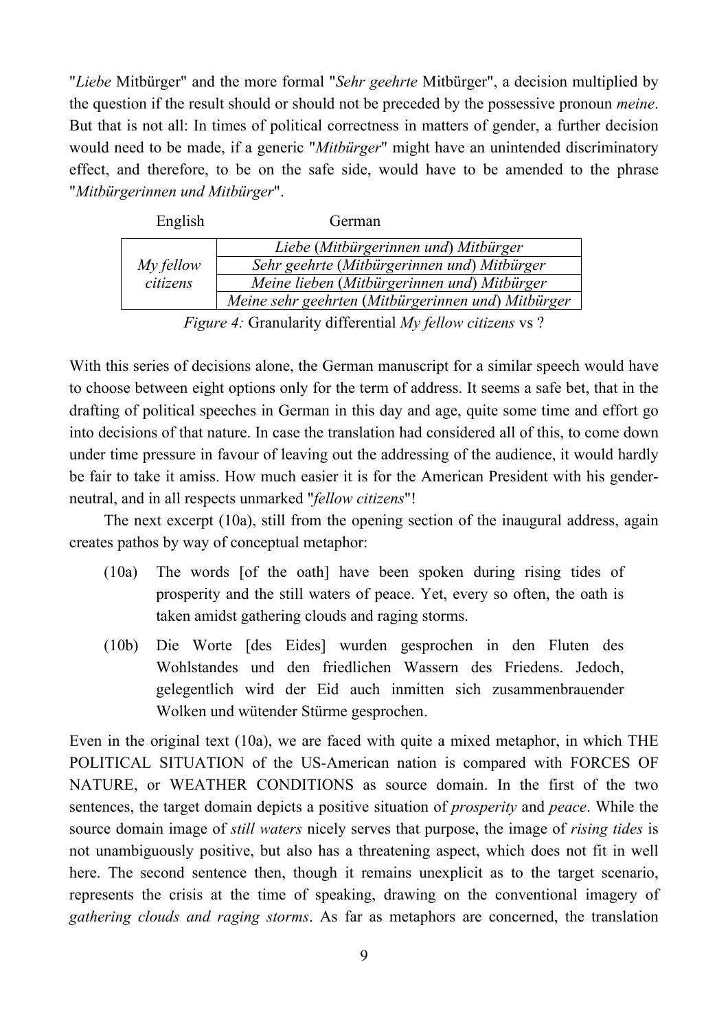"*Liebe* Mitbürger" and the more formal "*Sehr geehrte* Mitbürger", a decision multiplied by the question if the result should or should not be preceded by the possessive pronoun *meine*. But that is not all: In times of political correctness in matters of gender, a further decision would need to be made, if a generic "*Mitbürger*" might have an unintended discriminatory effect, and therefore, to be on the safe side, would have to be amended to the phrase "*Mitbürgerinnen und Mitbürger*".

| English | German |
|---|---|
| *My fellow citizens* | *Liebe* (*Mitbürgerinnen und*) *Mitbürger* |
| | *Sehr geehrte* (*Mitbürgerinnen und*) *Mitbürger* |
| | *Meine lieben* (*Mitbürgerinnen und*) *Mitbürger* |
| | *Meine sehr geehrten* (*Mitbürgerinnen und*) *Mitbürger* |

*Figure 4:* Granularity differential *My fellow citizens* vs ?

With this series of decisions alone, the German manuscript for a similar speech would have to choose between eight options only for the term of address. It seems a safe bet, that in the drafting of political speeches in German in this day and age, quite some time and effort go into decisions of that nature. In case the translation had considered all of this, to come down under time pressure in favour of leaving out the addressing of the audience, it would hardly be fair to take it amiss. How much easier it is for the American President with his gender-neutral, and in all respects unmarked "*fellow citizens*"!

The next excerpt (10a), still from the opening section of the inaugural address, again creates pathos by way of conceptual metaphor:

(10a) The words [of the oath] have been spoken during rising tides of prosperity and the still waters of peace. Yet, every so often, the oath is taken amidst gathering clouds and raging storms.

(10b) Die Worte [des Eides] wurden gesprochen in den Fluten des Wohlstandes und den friedlichen Wassern des Friedens. Jedoch, gelegentlich wird der Eid auch inmitten sich zusammenbrauender Wolken und wütender Stürme gesprochen.

Even in the original text (10a), we are faced with quite a mixed metaphor, in which THE POLITICAL SITUATION of the US-American nation is compared with FORCES OF NATURE, or WEATHER CONDITIONS as source domain. In the first of the two sentences, the target domain depicts a positive situation of *prosperity* and *peace*. While the source domain image of *still waters* nicely serves that purpose, the image of *rising tides* is not unambiguously positive, but also has a threatening aspect, which does not fit in well here. The second sentence then, though it remains unexplicit as to the target scenario, represents the crisis at the time of speaking, drawing on the conventional imagery of *gathering clouds and raging storms*. As far as metaphors are concerned, the translation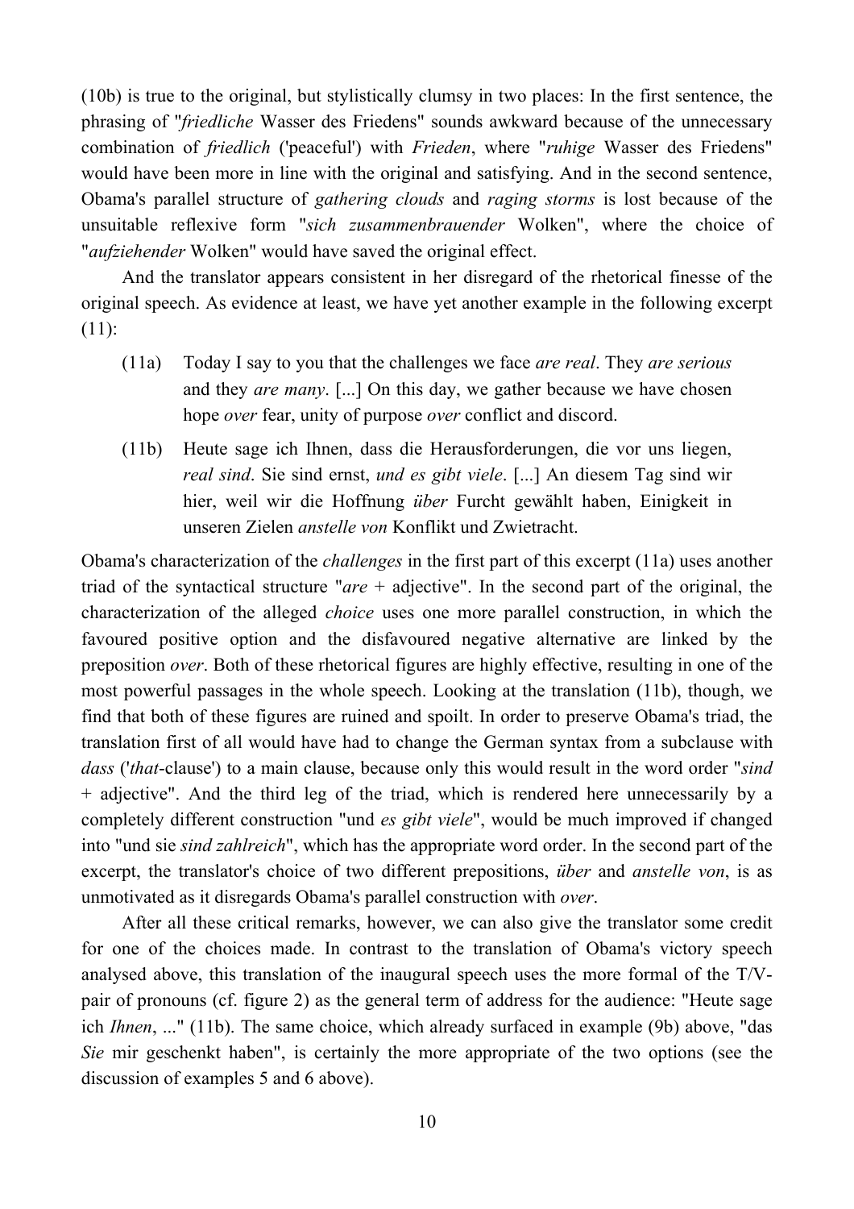(10b) is true to the original, but stylistically clumsy in two places: In the first sentence, the phrasing of "*friedliche* Wasser des Friedens" sounds awkward because of the unnecessary combination of *friedlich* ('peaceful') with *Frieden*, where "*ruhige* Wasser des Friedens" would have been more in line with the original and satisfying. And in the second sentence, Obama's parallel structure of *gathering clouds* and *raging storms* is lost because of the unsuitable reflexive form "*sich zusammenbrauender* Wolken", where the choice of "*aufziehender* Wolken" would have saved the original effect.

And the translator appears consistent in her disregard of the rhetorical finesse of the original speech. As evidence at least, we have yet another example in the following excerpt (11):

(11a) Today I say to you that the challenges we face *are real*. They *are serious* and they *are many*. [...] On this day, we gather because we have chosen hope *over* fear, unity of purpose *over* conflict and discord.

(11b) Heute sage ich Ihnen, dass die Herausforderungen, die vor uns liegen, *real sind*. Sie sind ernst, *und es gibt viele*. [...] An diesem Tag sind wir hier, weil wir die Hoffnung *über* Furcht gewählt haben, Einigkeit in unseren Zielen *anstelle von* Konflikt und Zwietracht.

Obama's characterization of the *challenges* in the first part of this excerpt (11a) uses another triad of the syntactical structure "*are* + adjective". In the second part of the original, the characterization of the alleged *choice* uses one more parallel construction, in which the favoured positive option and the disfavoured negative alternative are linked by the preposition *over*. Both of these rhetorical figures are highly effective, resulting in one of the most powerful passages in the whole speech. Looking at the translation (11b), though, we find that both of these figures are ruined and spoilt. In order to preserve Obama's triad, the translation first of all would have had to change the German syntax from a subclause with *dass* ('*that*-clause') to a main clause, because only this would result in the word order "*sind* + adjective". And the third leg of the triad, which is rendered here unnecessarily by a completely different construction "und *es gibt viele*", would be much improved if changed into "und sie *sind zahlreich*", which has the appropriate word order. In the second part of the excerpt, the translator's choice of two different prepositions, *über* and *anstelle von*, is as unmotivated as it disregards Obama's parallel construction with *over*.

After all these critical remarks, however, we can also give the translator some credit for one of the choices made. In contrast to the translation of Obama's victory speech analysed above, this translation of the inaugural speech uses the more formal of the T/V-pair of pronouns (cf. figure 2) as the general term of address for the audience: "Heute sage ich *Ihnen*, ..." (11b). The same choice, which already surfaced in example (9b) above, "das *Sie* mir geschenkt haben", is certainly the more appropriate of the two options (see the discussion of examples 5 and 6 above).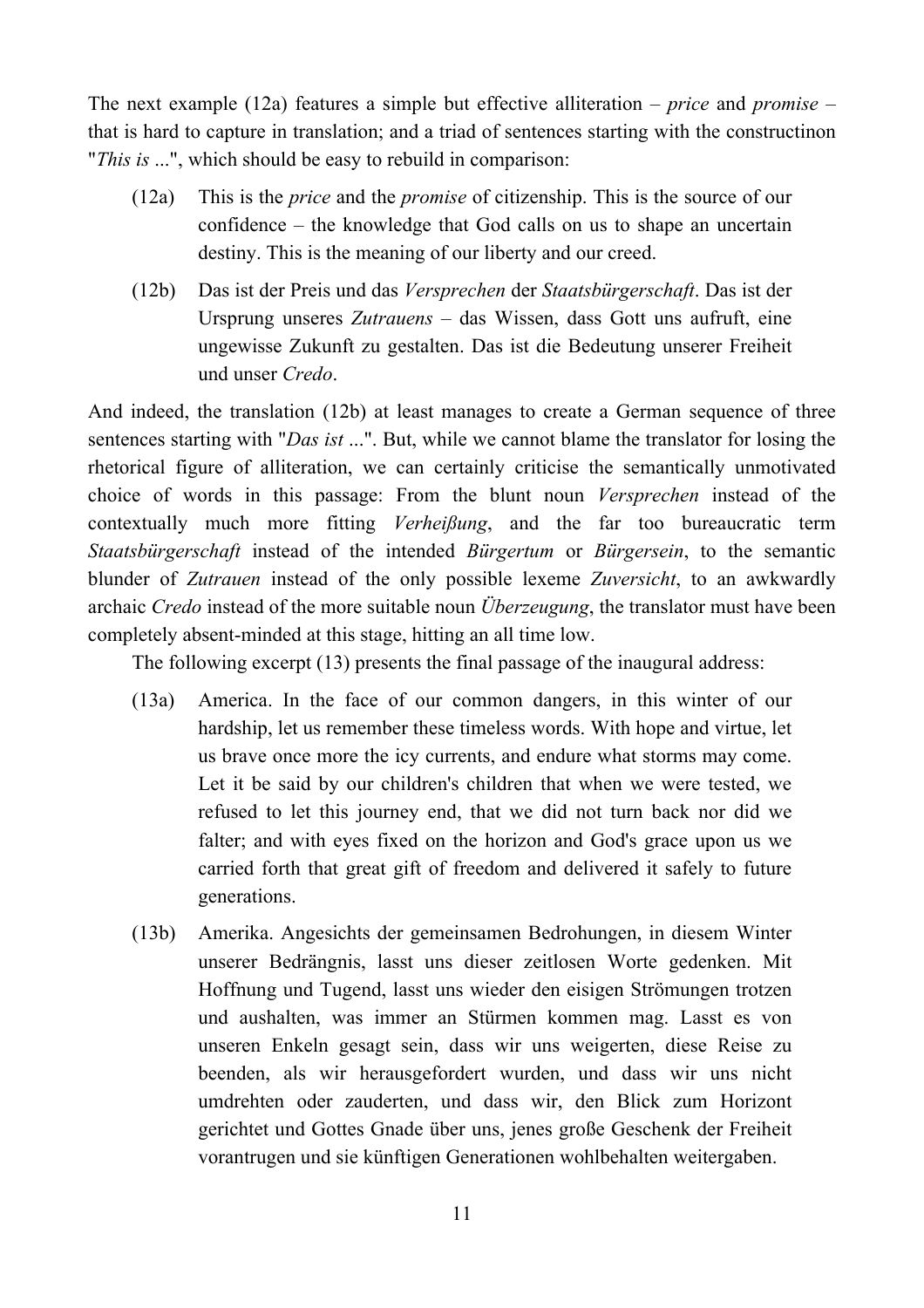The next example (12a) features a simple but effective alliteration – *price* and *promise* – that is hard to capture in translation; and a triad of sentences starting with the constructinon "*This is* ...", which should be easy to rebuild in comparison:

(12a) This is the *price* and the *promise* of citizenship. This is the source of our confidence – the knowledge that God calls on us to shape an uncertain destiny. This is the meaning of our liberty and our creed.

(12b) Das ist der Preis und das *Versprechen* der *Staatsbürgerschaft*. Das ist der Ursprung unseres *Zutrauens* – das Wissen, dass Gott uns aufruft, eine ungewisse Zukunft zu gestalten. Das ist die Bedeutung unserer Freiheit und unser *Credo*.

And indeed, the translation (12b) at least manages to create a German sequence of three sentences starting with "*Das ist* ...". But, while we cannot blame the translator for losing the rhetorical figure of alliteration, we can certainly criticise the semantically unmotivated choice of words in this passage: From the blunt noun *Versprechen* instead of the contextually much more fitting *Verheißung*, and the far too bureaucratic term *Staatsbürgerschaft* instead of the intended *Bürgertum* or *Bürgersein*, to the semantic blunder of *Zutrauen* instead of the only possible lexeme *Zuversicht*, to an awkwardly archaic *Credo* instead of the more suitable noun *Überzeugung*, the translator must have been completely absent-minded at this stage, hitting an all time low.

The following excerpt (13) presents the final passage of the inaugural address:

(13a) America. In the face of our common dangers, in this winter of our hardship, let us remember these timeless words. With hope and virtue, let us brave once more the icy currents, and endure what storms may come. Let it be said by our children's children that when we were tested, we refused to let this journey end, that we did not turn back nor did we falter; and with eyes fixed on the horizon and God's grace upon us we carried forth that great gift of freedom and delivered it safely to future generations.

(13b) Amerika. Angesichts der gemeinsamen Bedrohungen, in diesem Winter unserer Bedrängnis, lasst uns dieser zeitlosen Worte gedenken. Mit Hoffnung und Tugend, lasst uns wieder den eisigen Strömungen trotzen und aushalten, was immer an Stürmen kommen mag. Lasst es von unseren Enkeln gesagt sein, dass wir uns weigerten, diese Reise zu beenden, als wir herausgefordert wurden, und dass wir uns nicht umdrehten oder zauderten, und dass wir, den Blick zum Horizont gerichtet und Gottes Gnade über uns, jenes große Geschenk der Freiheit vorantrugen und sie künftigen Generationen wohlbehalten weitergaben.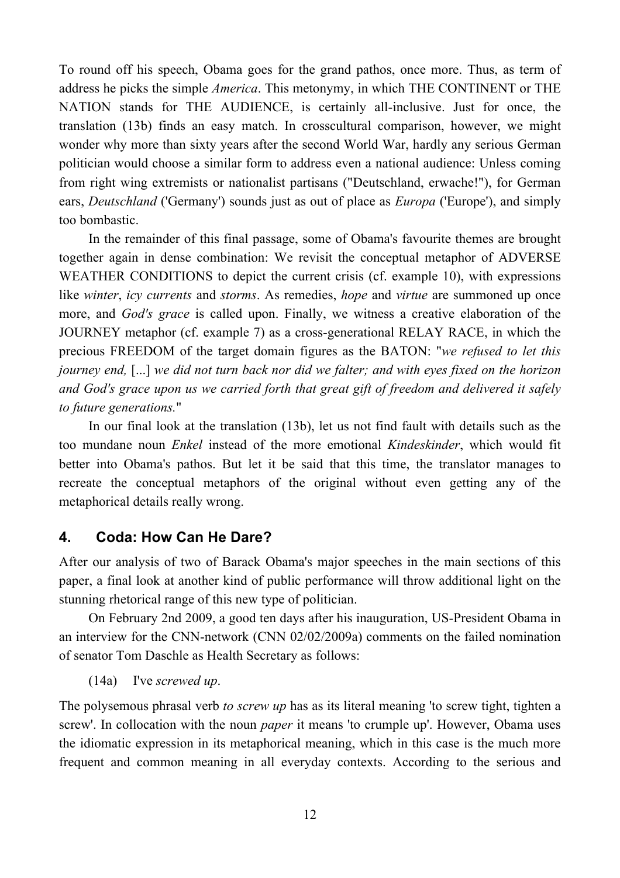To round off his speech, Obama goes for the grand pathos, once more. Thus, as term of address he picks the simple *America*. This metonymy, in which THE CONTINENT or THE NATION stands for THE AUDIENCE, is certainly all-inclusive. Just for once, the translation (13b) finds an easy match. In crosscultural comparison, however, we might wonder why more than sixty years after the second World War, hardly any serious German politician would choose a similar form to address even a national audience: Unless coming from right wing extremists or nationalist partisans ("Deutschland, erwache!"), for German ears, *Deutschland* ('Germany') sounds just as out of place as *Europa* ('Europe'), and simply too bombastic.

In the remainder of this final passage, some of Obama's favourite themes are brought together again in dense combination: We revisit the conceptual metaphor of ADVERSE WEATHER CONDITIONS to depict the current crisis (cf. example 10), with expressions like *winter*, *icy currents* and *storms*. As remedies, *hope* and *virtue* are summoned up once more, and *God's grace* is called upon. Finally, we witness a creative elaboration of the JOURNEY metaphor (cf. example 7) as a cross-generational RELAY RACE, in which the precious FREEDOM of the target domain figures as the BATON: "*we refused to let this journey end,* [...] *we did not turn back nor did we falter; and with eyes fixed on the horizon and God's grace upon us we carried forth that great gift of freedom and delivered it safely to future generations.*"

In our final look at the translation (13b), let us not find fault with details such as the too mundane noun *Enkel* instead of the more emotional *Kindeskinder*, which would fit better into Obama's pathos. But let it be said that this time, the translator manages to recreate the conceptual metaphors of the original without even getting any of the metaphorical details really wrong.

## 4. Coda: How Can He Dare?

After our analysis of two of Barack Obama's major speeches in the main sections of this paper, a final look at another kind of public performance will throw additional light on the stunning rhetorical range of this new type of politician.

On February 2nd 2009, a good ten days after his inauguration, US-President Obama in an interview for the CNN-network (CNN 02/02/2009a) comments on the failed nomination of senator Tom Daschle as Health Secretary as follows:

(14a) I've *screwed up*.

The polysemous phrasal verb *to screw up* has as its literal meaning 'to screw tight, tighten a screw'. In collocation with the noun *paper* it means 'to crumple up'. However, Obama uses the idiomatic expression in its metaphorical meaning, which in this case is the much more frequent and common meaning in all everyday contexts. According to the serious and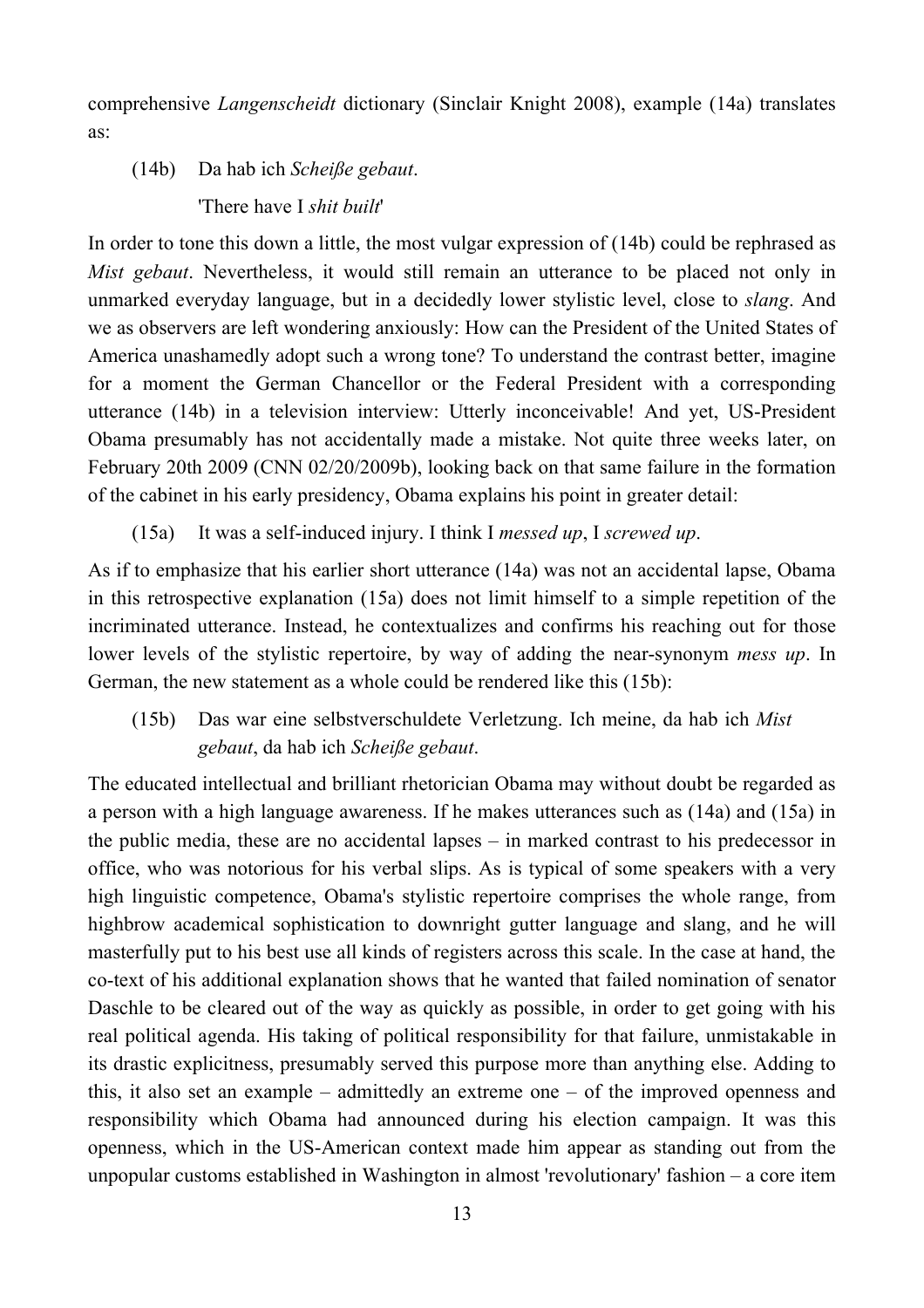comprehensive *Langenscheidt* dictionary (Sinclair Knight 2008), example (14a) translates as:

(14b) Da hab ich *Scheiße gebaut*.

'There have I *shit built*'

In order to tone this down a little, the most vulgar expression of (14b) could be rephrased as *Mist gebaut*. Nevertheless, it would still remain an utterance to be placed not only in unmarked everyday language, but in a decidedly lower stylistic level, close to *slang*. And we as observers are left wondering anxiously: How can the President of the United States of America unashamedly adopt such a wrong tone? To understand the contrast better, imagine for a moment the German Chancellor or the Federal President with a corresponding utterance (14b) in a television interview: Utterly inconceivable! And yet, US-President Obama presumably has not accidentally made a mistake. Not quite three weeks later, on February 20th 2009 (CNN 02/20/2009b), looking back on that same failure in the formation of the cabinet in his early presidency, Obama explains his point in greater detail:

(15a) It was a self-induced injury. I think I *messed up*, I *screwed up*.

As if to emphasize that his earlier short utterance (14a) was not an accidental lapse, Obama in this retrospective explanation (15a) does not limit himself to a simple repetition of the incriminated utterance. Instead, he contextualizes and confirms his reaching out for those lower levels of the stylistic repertoire, by way of adding the near-synonym *mess up*. In German, the new statement as a whole could be rendered like this (15b):

(15b) Das war eine selbstverschuldete Verletzung. Ich meine, da hab ich *Mist gebaut*, da hab ich *Scheiße gebaut*.

The educated intellectual and brilliant rhetorician Obama may without doubt be regarded as a person with a high language awareness. If he makes utterances such as (14a) and (15a) in the public media, these are no accidental lapses – in marked contrast to his predecessor in office, who was notorious for his verbal slips. As is typical of some speakers with a very high linguistic competence, Obama's stylistic repertoire comprises the whole range, from highbrow academical sophistication to downright gutter language and slang, and he will masterfully put to his best use all kinds of registers across this scale. In the case at hand, the co-text of his additional explanation shows that he wanted that failed nomination of senator Daschle to be cleared out of the way as quickly as possible, in order to get going with his real political agenda. His taking of political responsibility for that failure, unmistakable in its drastic explicitness, presumably served this purpose more than anything else. Adding to this, it also set an example – admittedly an extreme one – of the improved openness and responsibility which Obama had announced during his election campaign. It was this openness, which in the US-American context made him appear as standing out from the unpopular customs established in Washington in almost 'revolutionary' fashion – a core item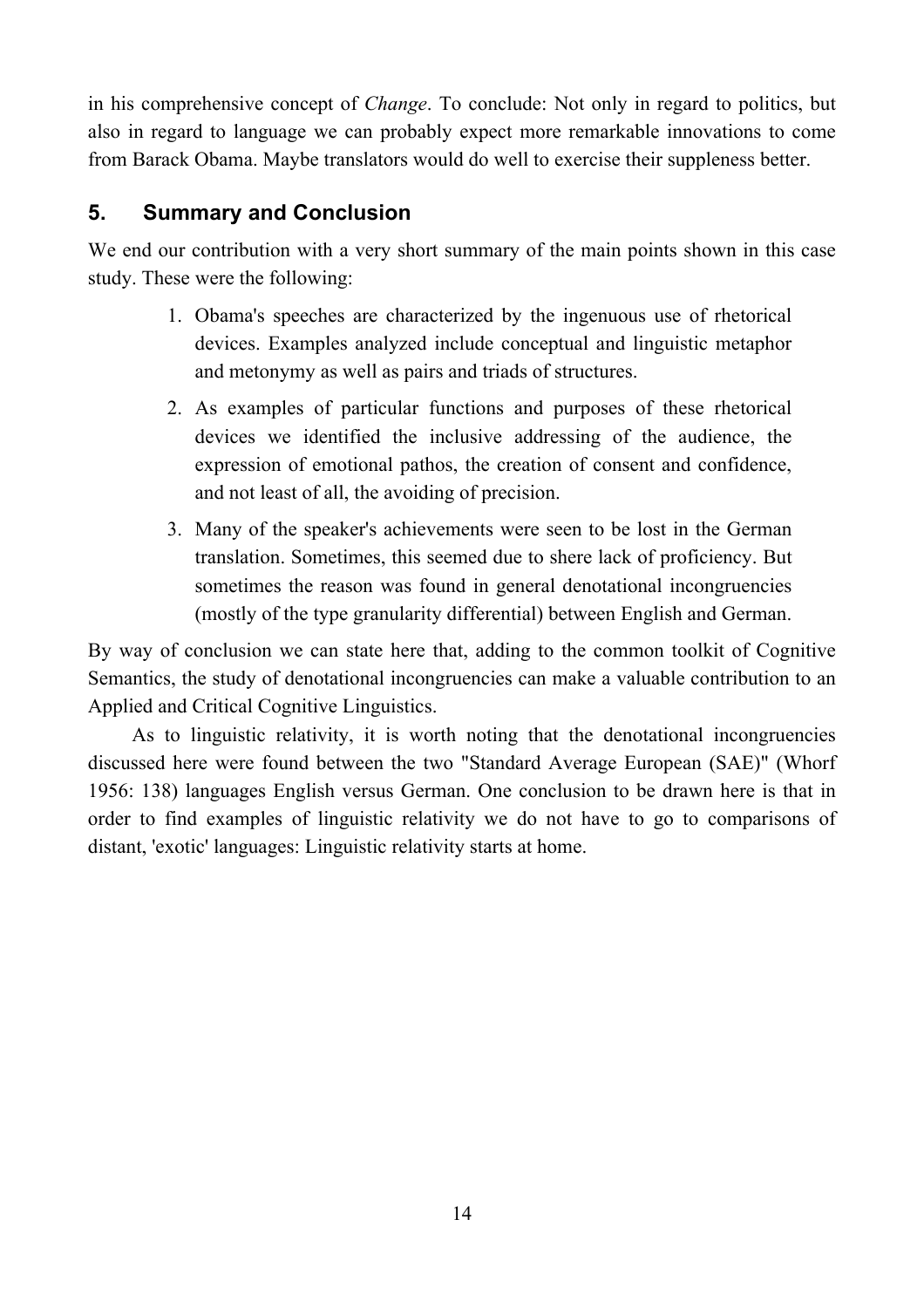in his comprehensive concept of *Change*. To conclude: Not only in regard to politics, but also in regard to language we can probably expect more remarkable innovations to come from Barack Obama. Maybe translators would do well to exercise their suppleness better.

## 5. Summary and Conclusion

We end our contribution with a very short summary of the main points shown in this case study. These were the following:

1. Obama's speeches are characterized by the ingenuous use of rhetorical devices. Examples analyzed include conceptual and linguistic metaphor and metonymy as well as pairs and triads of structures.
2. As examples of particular functions and purposes of these rhetorical devices we identified the inclusive addressing of the audience, the expression of emotional pathos, the creation of consent and confidence, and not least of all, the avoiding of precision.
3. Many of the speaker's achievements were seen to be lost in the German translation. Sometimes, this seemed due to shere lack of proficiency. But sometimes the reason was found in general denotational incongruencies (mostly of the type granularity differential) between English and German.

By way of conclusion we can state here that, adding to the common toolkit of Cognitive Semantics, the study of denotational incongruencies can make a valuable contribution to an Applied and Critical Cognitive Linguistics.

As to linguistic relativity, it is worth noting that the denotational incongruencies discussed here were found between the two "Standard Average European (SAE)" (Whorf 1956: 138) languages English versus German. One conclusion to be drawn here is that in order to find examples of linguistic relativity we do not have to go to comparisons of distant, 'exotic' languages: Linguistic relativity starts at home.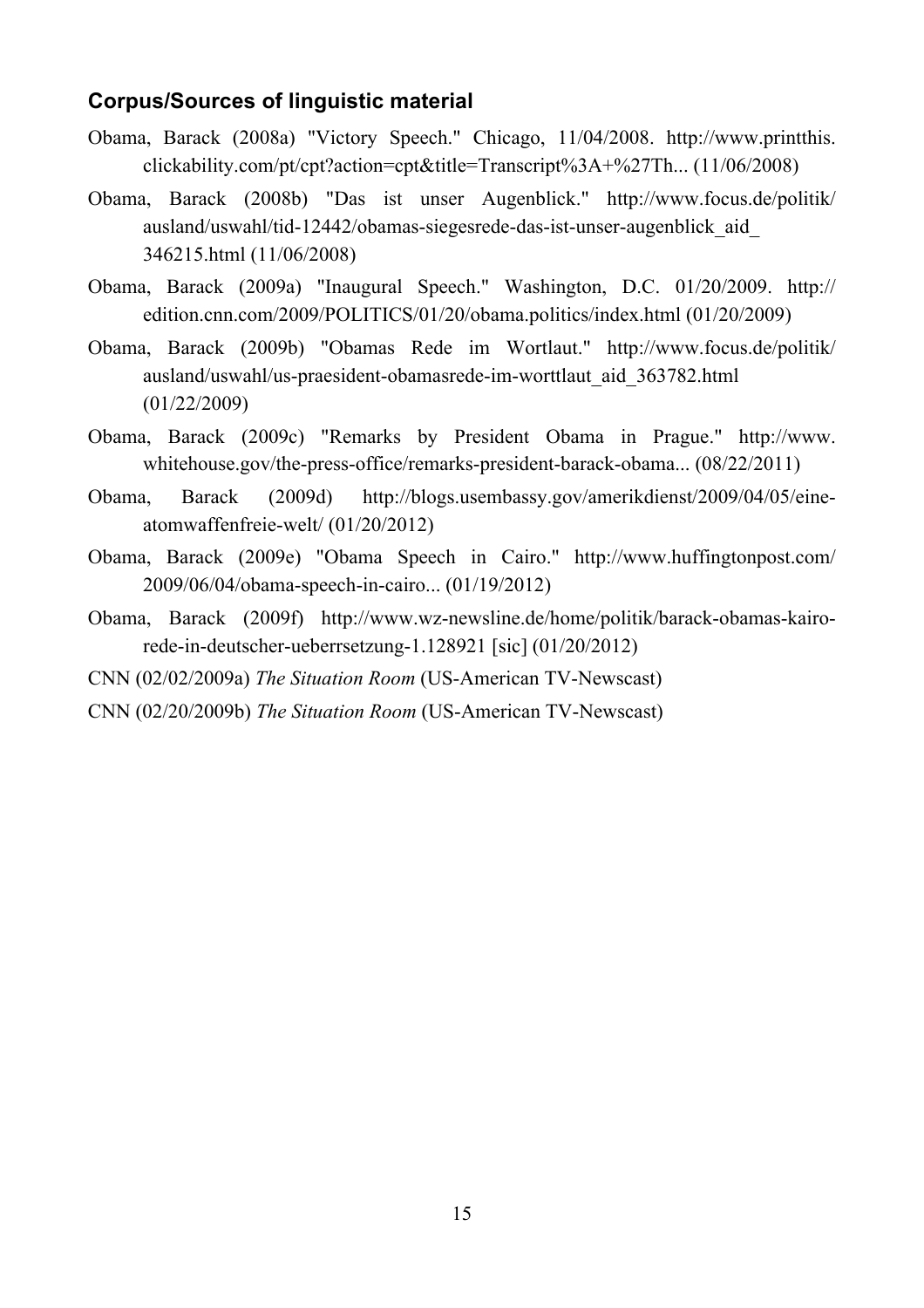### Corpus/Sources of linguistic material

Obama, Barack (2008a) "Victory Speech." Chicago, 11/04/2008. http://www.printthis.clickability.com/pt/cpt?action=cpt&title=Transcript%3A+%27Th... (11/06/2008)

Obama, Barack (2008b) "Das ist unser Augenblick." http://www.focus.de/politik/ausland/uswahl/tid-12442/obamas-siegesrede-das-ist-unser-augenblick_aid_346215.html (11/06/2008)

Obama, Barack (2009a) "Inaugural Speech." Washington, D.C. 01/20/2009. http://edition.cnn.com/2009/POLITICS/01/20/obama.politics/index.html (01/20/2009)

Obama, Barack (2009b) "Obamas Rede im Wortlaut." http://www.focus.de/politik/ausland/uswahl/us-praesident-obamasrede-im-worttlaut_aid_363782.html (01/22/2009)

Obama, Barack (2009c) "Remarks by President Obama in Prague." http://www.whitehouse.gov/the-press-office/remarks-president-barack-obama... (08/22/2011)

Obama, Barack (2009d) http://blogs.usembassy.gov/amerikdienst/2009/04/05/eine-atomwaffenfreie-welt/ (01/20/2012)

Obama, Barack (2009e) "Obama Speech in Cairo." http://www.huffingtonpost.com/2009/06/04/obama-speech-in-cairo... (01/19/2012)

Obama, Barack (2009f) http://www.wz-newsline.de/home/politik/barack-obamas-kairo-rede-in-deutscher-ueberrsetzung-1.128921 [sic] (01/20/2012)

CNN (02/02/2009a) *The Situation Room* (US-American TV-Newscast)

CNN (02/20/2009b) *The Situation Room* (US-American TV-Newscast)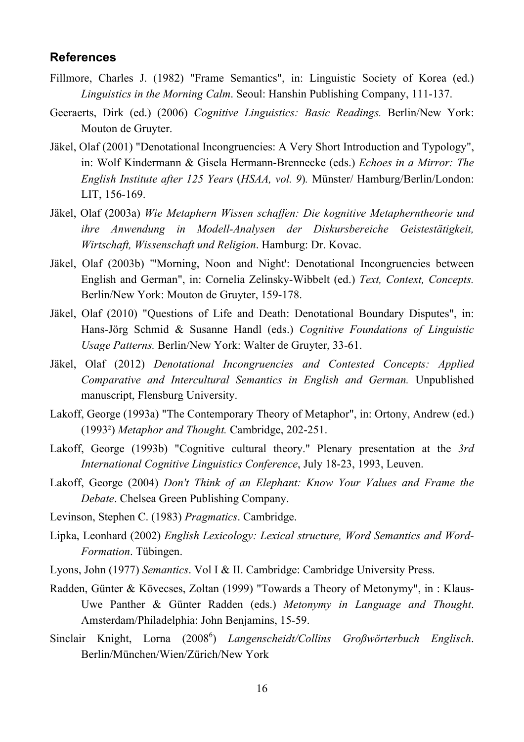### References

Fillmore, Charles J. (1982) "Frame Semantics", in: Linguistic Society of Korea (ed.) *Linguistics in the Morning Calm*. Seoul: Hanshin Publishing Company, 111-137.

Geeraerts, Dirk (ed.) (2006) *Cognitive Linguistics: Basic Readings.* Berlin/New York: Mouton de Gruyter.

Jäkel, Olaf (2001) "Denotational Incongruencies: A Very Short Introduction and Typology", in: Wolf Kindermann & Gisela Hermann-Brennecke (eds.) *Echoes in a Mirror: The English Institute after 125 Years* (*HSAA, vol. 9*)*.* Münster/ Hamburg/Berlin/London: LIT, 156-169.

Jäkel, Olaf (2003a) *Wie Metaphern Wissen schaffen: Die kognitive Metapherntheorie und ihre Anwendung in Modell-Analysen der Diskursbereiche Geistestätigkeit, Wirtschaft, Wissenschaft und Religion*. Hamburg: Dr. Kovac.

Jäkel, Olaf (2003b) "'Morning, Noon and Night': Denotational Incongruencies between English and German", in: Cornelia Zelinsky-Wibbelt (ed.) *Text, Context, Concepts.* Berlin/New York: Mouton de Gruyter, 159-178.

Jäkel, Olaf (2010) "Questions of Life and Death: Denotational Boundary Disputes", in: Hans-Jörg Schmid & Susanne Handl (eds.) *Cognitive Foundations of Linguistic Usage Patterns.* Berlin/New York: Walter de Gruyter, 33-61.

Jäkel, Olaf (2012) *Denotational Incongruencies and Contested Concepts: Applied Comparative and Intercultural Semantics in English and German.* Unpublished manuscript, Flensburg University.

Lakoff, George (1993a) "The Contemporary Theory of Metaphor", in: Ortony, Andrew (ed.) (1993²) *Metaphor and Thought.* Cambridge, 202-251.

Lakoff, George (1993b) "Cognitive cultural theory." Plenary presentation at the *3rd International Cognitive Linguistics Conference*, July 18-23, 1993, Leuven.

Lakoff, George (2004) *Don't Think of an Elephant: Know Your Values and Frame the Debate*. Chelsea Green Publishing Company.

Levinson, Stephen C. (1983) *Pragmatics*. Cambridge.

Lipka, Leonhard (2002) *English Lexicology: Lexical structure, Word Semantics and Word-Formation*. Tübingen.

Lyons, John (1977) *Semantics*. Vol I & II. Cambridge: Cambridge University Press.

Radden, Günter & Kövecses, Zoltan (1999) "Towards a Theory of Metonymy", in : Klaus-Uwe Panther & Günter Radden (eds.) *Metonymy in Language and Thought*. Amsterdam/Philadelphia: John Benjamins, 15-59.

Sinclair Knight, Lorna (2008⁶) *Langenscheidt/Collins Großwörterbuch Englisch*. Berlin/München/Wien/Zürich/New York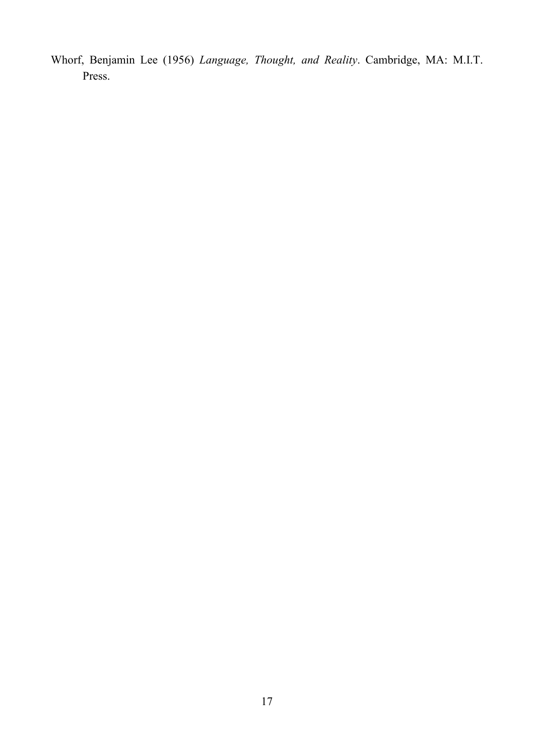Whorf, Benjamin Lee (1956) *Language, Thought, and Reality*. Cambridge, MA: M.I.T. Press.